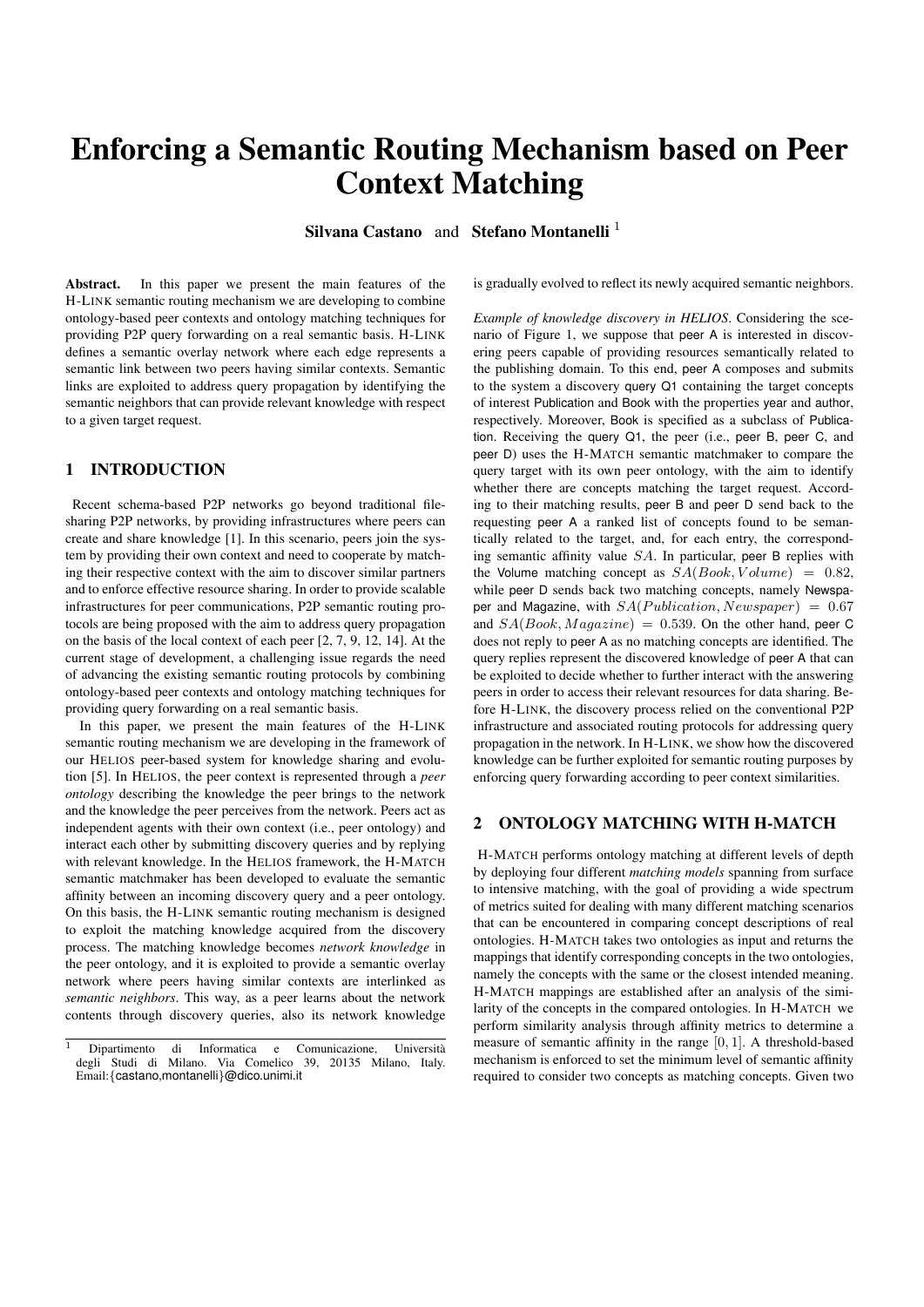# Enforcing a Semantic Routing Mechanism based on Peer Context Matching

**Silvana Castano** and **Stefano Montanelli** [1]

**Abstract.** In this paper we present the main features of the H-LINK semantic routing mechanism we are developing to combine ontology-based peer contexts and ontology matching techniques for providing P2P query forwarding on a real semantic basis. H-LINK defines a semantic overlay network where each edge represents a semantic link between two peers having similar contexts. Semantic links are exploited to address query propagation by identifying the semantic neighbors that can provide relevant knowledge with respect to a given target request.

## 1 INTRODUCTION

Recent schema-based P2P networks go beyond traditional file-sharing P2P networks, by providing infrastructures where peers can create and share knowledge [1]. In this scenario, peers join the system by providing their own context and need to cooperate by matching their respective context with the aim to discover similar partners and to enforce effective resource sharing. In order to provide scalable infrastructures for peer communications, P2P semantic routing protocols are being proposed with the aim to address query propagation on the basis of the local context of each peer [2, 7, 9, 12, 14]. At the current stage of development, a challenging issue regards the need of advancing the existing semantic routing protocols by combining ontology-based peer contexts and ontology matching techniques for providing query forwarding on a real semantic basis.

In this paper, we present the main features of the H-LINK semantic routing mechanism we are developing in the framework of our HELIOS peer-based system for knowledge sharing and evolution [5]. In HELIOS, the peer context is represented through a *peer ontology* describing the knowledge the peer brings to the network and the knowledge the peer perceives from the network. Peers act as independent agents with their own context (i.e., peer ontology) and interact each other by submitting discovery queries and by replying with relevant knowledge. In the HELIOS framework, the H-MATCH semantic matchmaker has been developed to evaluate the semantic affinity between an incoming discovery query and a peer ontology. On this basis, the H-LINK semantic routing mechanism is designed to exploit the matching knowledge acquired from the discovery process. The matching knowledge becomes *network knowledge* in the peer ontology, and it is exploited to provide a semantic overlay network where peers having similar contexts are interlinked as *semantic neighbors*. This way, as a peer learns about the network contents through discovery queries, also its network knowledge is gradually evolved to reflect its newly acquired semantic neighbors.

*Example of knowledge discovery in HELIOS*. Considering the scenario of Figure 1, we suppose that peer A is interested in discovering peers capable of providing resources semantically related to the publishing domain. To this end, peer A composes and submits to the system a discovery query Q1 containing the target concepts of interest Publication and Book with the properties year and author, respectively. Moreover, Book is specified as a subclass of Publication. Receiving the query Q1, the peer (i.e., peer B, peer C, and peer D) uses the H-MATCH semantic matchmaker to compare the query target with its own peer ontology, with the aim to identify whether there are concepts matching the target request. According to their matching results, peer B and peer D send back to the requesting peer A a ranked list of concepts found to be semantically related to the target, and, for each entry, the corresponding semantic affinity value $SA$. In particular, peer B replies with the Volume matching concept as $SA(Book, Volume) = 0.82$, while peer D sends back two matching concepts, namely Newspaper and Magazine, with $SA(Publication, Newspaper) = 0.67$ and $SA(Book, Magazine) = 0.539$. On the other hand, peer C does not reply to peer A as no matching concepts are identified. The query replies represent the discovered knowledge of peer A that can be exploited to decide whether to further interact with the answering peers in order to access their relevant resources for data sharing. Before H-LINK, the discovery process relied on the conventional P2P infrastructure and associated routing protocols for addressing query propagation in the network. In H-LINK, we show how the discovered knowledge can be further exploited for semantic routing purposes by enforcing query forwarding according to peer context similarities.

## 2 ONTOLOGY MATCHING WITH H-MATCH

H-MATCH performs ontology matching at different levels of depth by deploying four different *matching models* spanning from surface to intensive matching, with the goal of providing a wide spectrum of metrics suited for dealing with many different matching scenarios that can be encountered in comparing concept descriptions of real ontologies. H-MATCH takes two ontologies as input and returns the mappings that identify corresponding concepts in the two ontologies, namely the concepts with the same or the closest intended meaning. H-MATCH mappings are established after an analysis of the similarity of the concepts in the compared ontologies. In H-MATCH we perform similarity analysis through affinity metrics to determine a measure of semantic affinity in the range $[0, 1]$. A threshold-based mechanism is enforced to set the minimum level of semantic affinity required to consider two concepts as matching concepts. Given two

[1] Dipartimento di Informatica e Comunicazione, Università degli Studi di Milano. Via Comelico 39, 20135 Milano, Italy. Email:{castano,montanelli}@dico.unimi.it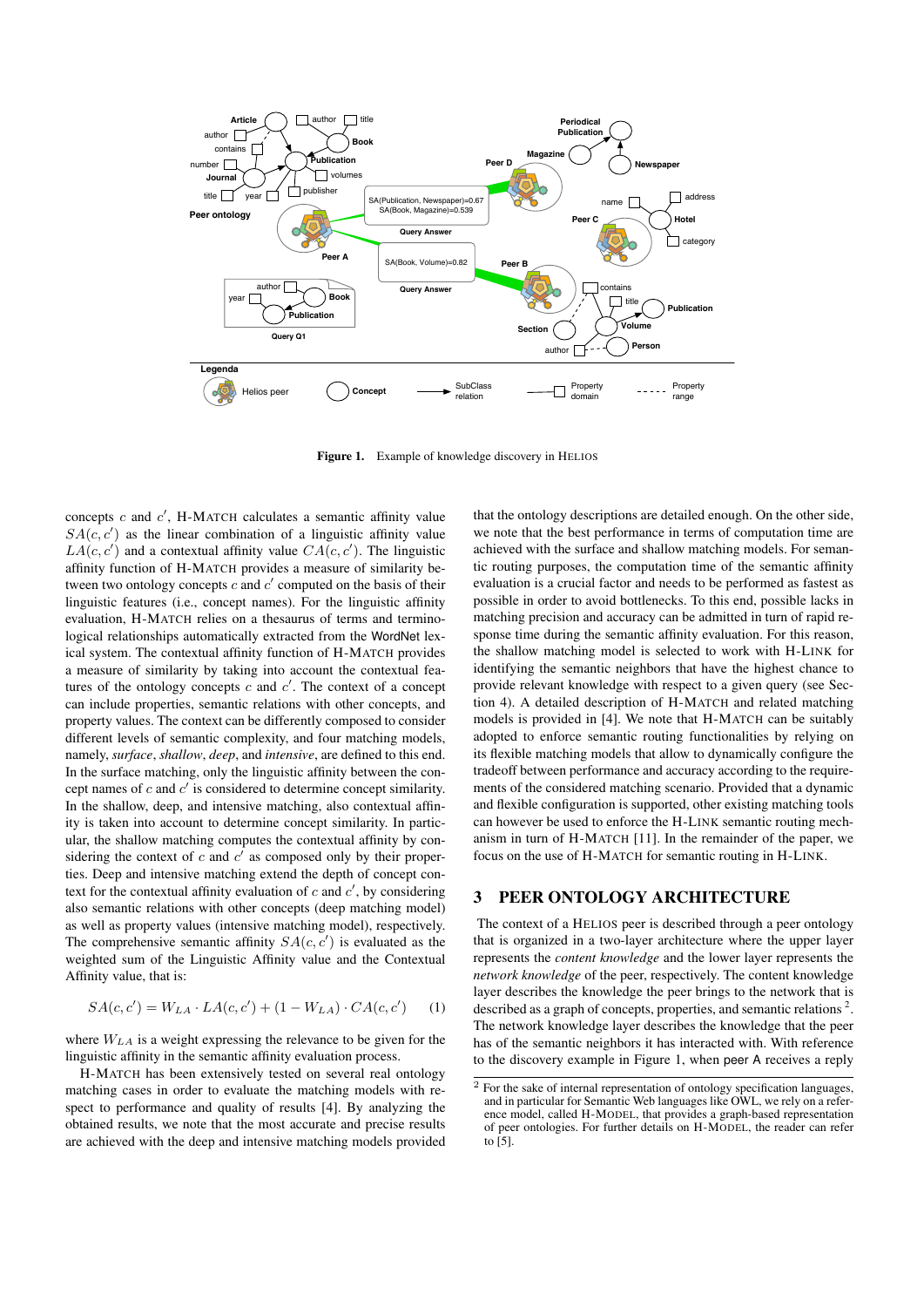Figure 1. Example of knowledge discovery in HELIOS

concepts $c$ and $c'$, H-MATCH calculates a semantic affinity value $SA(c, c')$ as the linear combination of a linguistic affinity value $LA(c, c')$ and a contextual affinity value $CA(c, c')$. The linguistic affinity function of H-MATCH provides a measure of similarity between two ontology concepts $c$ and $c'$ computed on the basis of their linguistic features (i.e., concept names). For the linguistic affinity evaluation, H-MATCH relies on a thesaurus of terms and terminological relationships automatically extracted from the WordNet lexical system. The contextual affinity function of H-MATCH provides a measure of similarity by taking into account the contextual features of the ontology concepts $c$ and $c'$. The context of a concept can include properties, semantic relations with other concepts, and property values. The context can be differently composed to consider different levels of semantic complexity, and four matching models, namely, *surface*, *shallow*, *deep*, and *intensive*, are defined to this end. In the surface matching, only the linguistic affinity between the concept names of $c$ and $c'$ is considered to determine concept similarity. In the shallow, deep, and intensive matching, also contextual affinity is taken into account to determine concept similarity. In particular, the shallow matching computes the contextual affinity by considering the context of $c$ and $c'$ as composed only by their properties. Deep and intensive matching extend the depth of concept context for the contextual affinity evaluation of $c$ and $c'$, by considering also semantic relations with other concepts (deep matching model) as well as property values (intensive matching model), respectively. The comprehensive semantic affinity $SA(c, c')$ is evaluated as the weighted sum of the Linguistic Affinity value and the Contextual Affinity value, that is:

$$SA(c, c') = W_{LA} \cdot LA(c, c') + (1 - W_{LA}) \cdot CA(c, c') \quad (1)$$

where $W_{LA}$ is a weight expressing the relevance to be given for the linguistic affinity in the semantic affinity evaluation process.

H-MATCH has been extensively tested on several real ontology matching cases in order to evaluate the matching models with respect to performance and quality of results [4]. By analyzing the obtained results, we note that the most accurate and precise results are achieved with the deep and intensive matching models provided that the ontology descriptions are detailed enough. On the other side, we note that the best performance in terms of computation time are achieved with the surface and shallow matching models. For semantic routing purposes, the computation time of the semantic affinity evaluation is a crucial factor and needs to be performed as fastest as possible in order to avoid bottlenecks. To this end, possible lacks in matching precision and accuracy can be admitted in turn of rapid response time during the semantic affinity evaluation. For this reason, the shallow matching model is selected to work with H-LINK for identifying the semantic neighbors that have the highest chance to provide relevant knowledge with respect to a given query (see Section 4). A detailed description of H-MATCH and related matching models is provided in [4]. We note that H-MATCH can be suitably adopted to enforce semantic routing functionalities by relying on its flexible matching models that allow to dynamically configure the tradeoff between performance and accuracy according to the requirements of the considered matching scenario. Provided that a dynamic and flexible configuration is supported, other existing matching tools can however be used to enforce the H-LINK semantic routing mechanism in turn of H-MATCH [11]. In the remainder of the paper, we focus on the use of H-MATCH for semantic routing in H-LINK.

## 3 PEER ONTOLOGY ARCHITECTURE

The context of a HELIOS peer is described through a peer ontology that is organized in a two-layer architecture where the upper layer represents the *content knowledge* and the lower layer represents the *network knowledge* of the peer, respectively. The content knowledge layer describes the knowledge the peer brings to the network that is described as a graph of concepts, properties, and semantic relations [2]. The network knowledge layer describes the knowledge that the peer has of the semantic neighbors it has interacted with. With reference to the discovery example in Figure 1, when peer A receives a reply

[2] For the sake of internal representation of ontology specification languages, and in particular for Semantic Web languages like OWL, we rely on a reference model, called H-MODEL, that provides a graph-based representation of peer ontologies. For further details on H-MODEL, the reader can refer to [5].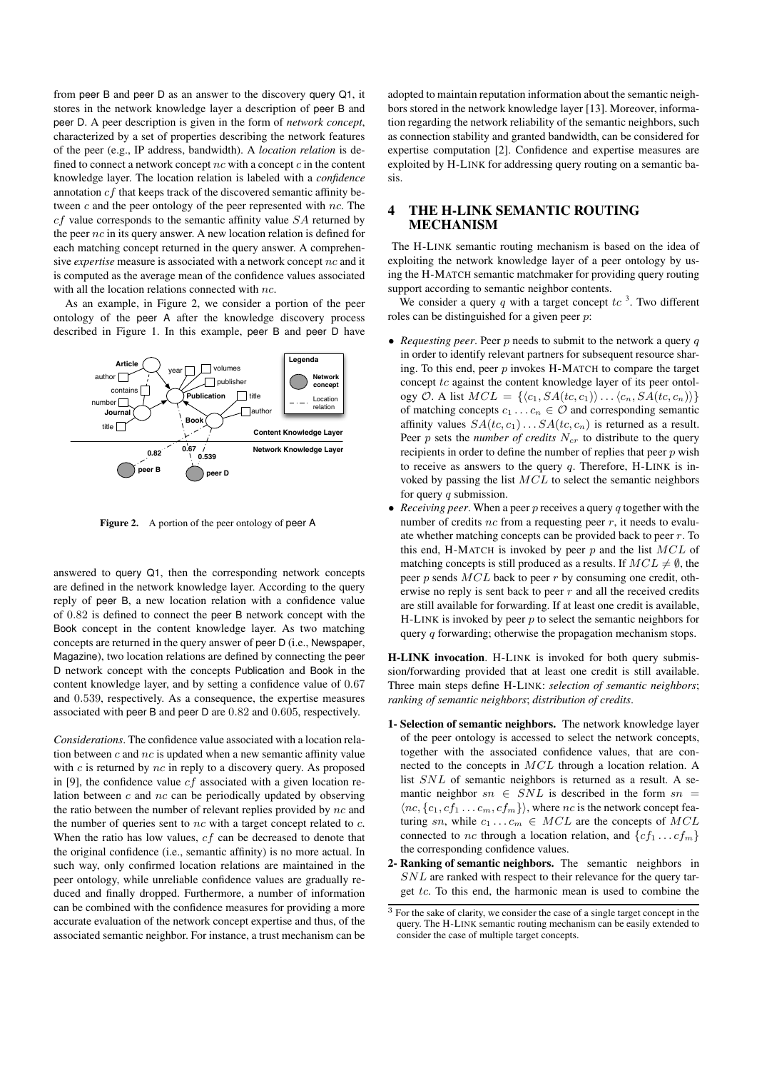from peer B and peer D as an answer to the discovery query Q1, it stores in the network knowledge layer a description of peer B and peer D. A peer description is given in the form of *network concept*, characterized by a set of properties describing the network features of the peer (e.g., IP address, bandwidth). A *location relation* is defined to connect a network concept $nc$ with a concept $c$ in the content knowledge layer. The location relation is labeled with a *confidence* annotation $cf$ that keeps track of the discovered semantic affinity between $c$ and the peer ontology of the peer represented with $nc$. The $cf$ value corresponds to the semantic affinity value $SA$ returned by the peer $nc$ in its query answer. A new location relation is defined for each matching concept returned in the query answer. A comprehensive *expertise* measure is associated with a network concept $nc$ and it is computed as the average mean of the confidence values associated with all the location relations connected with $nc$.

As an example, in Figure 2, we consider a portion of the peer ontology of the peer A after the knowledge discovery process described in Figure 1. In this example, peer B and peer D have answered to query Q1, then the corresponding network concepts are defined in the network knowledge layer. According to the query reply of peer B, a new location relation with a confidence value of $0.82$ is defined to connect the peer B network concept with the Book concept in the content knowledge layer. As two matching concepts are returned in the query answer of peer D (i.e., Newspaper, Magazine), two location relations are defined by connecting the peer D network concept with the concepts Publication and Book in the content knowledge layer, and by setting a confidence value of $0.67$ and $0.539$, respectively. As a consequence, the expertise measures associated with peer B and peer D are $0.82$ and $0.605$, respectively.

**Figure 2.** A portion of the peer ontology of peer A

*Considerations*. The confidence value associated with a location relation between $c$ and $nc$ is updated when a new semantic affinity value with $c$ is returned by $nc$ in reply to a discovery query. As proposed in [9], the confidence value $cf$ associated with a given location relation between $c$ and $nc$ can be periodically updated by observing the ratio between the number of relevant replies provided by $nc$ and the number of queries sent to $nc$ with a target concept related to $c$. When the ratio has low values, $cf$ can be decreased to denote that the original confidence (i.e., semantic affinity) is no more actual. In such way, only confirmed location relations are maintained in the peer ontology, while unreliable confidence values are gradually reduced and finally dropped. Furthermore, a number of information can be combined with the confidence measures for providing a more accurate evaluation of the network concept expertise and thus, of the associated semantic neighbor. For instance, a trust mechanism can be adopted to maintain reputation information about the semantic neighbors stored in the network knowledge layer [13]. Moreover, information regarding the network reliability of the semantic neighbors, such as connection stability and granted bandwidth, can be considered for expertise computation [2]. Confidence and expertise measures are exploited by H-LINK for addressing query routing on a semantic basis.

## 4 THE H-LINK SEMANTIC ROUTING MECHANISM

The H-LINK semantic routing mechanism is based on the idea of exploiting the network knowledge layer of a peer ontology by using the H-MATCH semantic matchmaker for providing query routing support according to semantic neighbor contents.

We consider a query $q$ with a target concept $tc$ [3]. Two different roles can be distinguished for a given peer $p$:

- *Requesting peer*. Peer $p$ needs to submit to the network a query $q$ in order to identify relevant partners for subsequent resource sharing. To this end, peer $p$ invokes H-MATCH to compare the target concept $tc$ against the content knowledge layer of its peer ontology $\mathcal{O}$. A list $MCL = \{\langle c_1, SA(tc, c_1)\rangle \ldots \langle c_n, SA(tc, c_n)\rangle\}$ of matching concepts $c_1 \ldots c_n \in \mathcal{O}$ and corresponding semantic affinity values $SA(tc, c_1) \ldots SA(tc, c_n)$ is returned as a result. Peer $p$ sets the *number of credits* $N_{cr}$ to distribute to the query recipients in order to define the number of replies that peer $p$ wish to receive as answers to the query $q$. Therefore, H-LINK is invoked by passing the list $MCL$ to select the semantic neighbors for query $q$ submission.
- *Receiving peer*. When a peer $p$ receives a query $q$ together with the number of credits $nc$ from a requesting peer $r$, it needs to evaluate whether matching concepts can be provided back to peer $r$. To this end, H-MATCH is invoked by peer $p$ and the list $MCL$ of matching concepts is still produced as a results. If $MCL \neq \emptyset$, the peer $p$ sends $MCL$ back to peer $r$ by consuming one credit, otherwise no reply is sent back to peer $r$ and all the received credits are still available for forwarding. If at least one credit is available, H-LINK is invoked by peer $p$ to select the semantic neighbors for query $q$ forwarding; otherwise the propagation mechanism stops.

**H-LINK invocation**. H-LINK is invoked for both query submission/forwarding provided that at least one credit is still available. Three main steps define H-LINK: *selection of semantic neighbors*; *ranking of semantic neighbors*; *distribution of credits*.

1- **Selection of semantic neighbors.** The network knowledge layer of the peer ontology is accessed to select the network concepts, together with the associated confidence values, that are connected to the concepts in $MCL$ through a location relation. A list $SNL$ of semantic neighbors is returned as a result. A semantic neighbor $sn \in SNL$ is described in the form $sn = \langle nc, \{c_1, cf_1 \ldots c_m, cf_m\}\rangle$, where $nc$ is the network concept featuring $sn$, while $c_1 \ldots c_m \in MCL$ are the concepts of $MCL$ connected to $nc$ through a location relation, and $\{cf_1 \ldots cf_m\}$ the corresponding confidence values.

2- **Ranking of semantic neighbors.** The semantic neighbors in $SNL$ are ranked with respect to their relevance for the query target $tc$. To this end, the harmonic mean is used to combine the

[3] For the sake of clarity, we consider the case of a single target concept in the query. The H-LINK semantic routing mechanism can be easily extended to consider the case of multiple target concepts.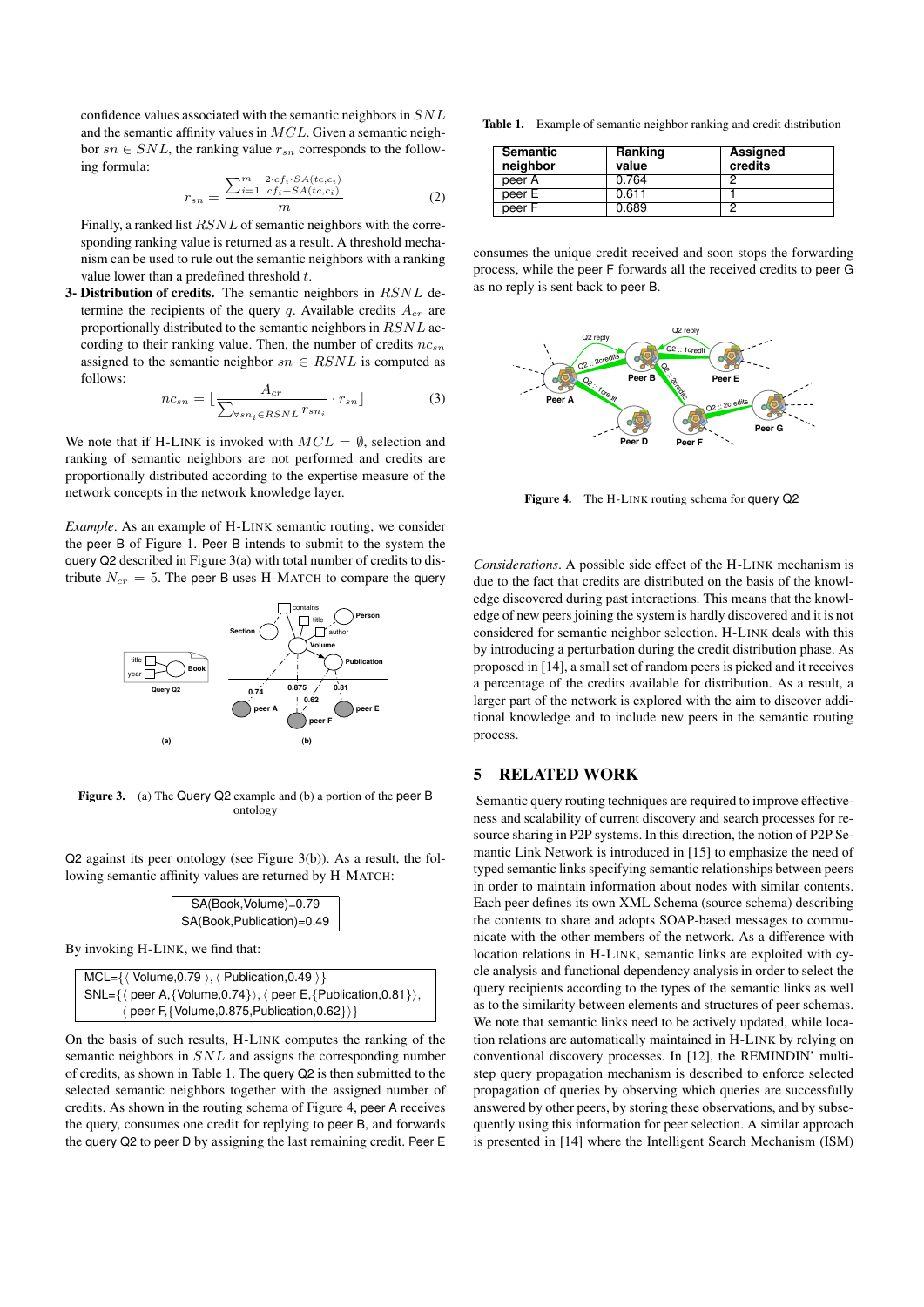confidence values associated with the semantic neighbors in $SNL$ and the semantic affinity values in $MCL$. Given a semantic neighbor $sn \in SNL$, the ranking value $r_{sn}$ corresponds to the following formula:

$$r_{sn} = \frac{\sum_{i=1}^{m} \frac{2 \cdot cf_i \cdot SA(tc,c_i)}{cf_i + SA(tc,c_i)}}{m} \quad (2)$$

Finally, a ranked list $RSNL$ of semantic neighbors with the corresponding ranking value is returned as a result. A threshold mechanism can be used to rule out the semantic neighbors with a ranking value lower than a predefined threshold $t$.

**3- Distribution of credits.** The semantic neighbors in $RSNL$ determine the recipients of the query $q$. Available credits $A_{cr}$ are proportionally distributed to the semantic neighbors in $RSNL$ according to their ranking value. Then, the number of credits $nc_{sn}$ assigned to the semantic neighbor $sn \in RSNL$ is computed as follows:

$$nc_{sn} = \lfloor \frac{A_{cr}}{\sum_{\forall sn_i \in RSNL} r_{sn_i}} \cdot r_{sn} \rfloor \quad (3)$$

We note that if H-LINK is invoked with $MCL = \emptyset$, selection and ranking of semantic neighbors are not performed and credits are proportionally distributed according to the expertise measure of the network concepts in the network knowledge layer.

*Example*. As an example of H-LINK semantic routing, we consider the peer B of Figure 1. Peer B intends to submit to the system the query Q2 described in Figure 3(a) with total number of credits to distribute $N_{cr} = 5$. The peer B uses H-MATCH to compare the query Q2 against its peer ontology (see Figure 3(b)). As a result, the following semantic affinity values are returned by H-MATCH:

SA(Book,Volume)=0.79
SA(Book,Publication)=0.49

Figure 3. (a) The Query Q2 example and (b) a portion of the peer B ontology

By invoking H-LINK, we find that:

MCL={⟨ Volume,0.79 ⟩, ⟨ Publication,0.49 ⟩}
SNL={⟨ peer A,{Volume,0.74}⟩, ⟨ peer E,{Publication,0.81}⟩, ⟨ peer F,{Volume,0.875,Publication,0.62}⟩}

On the basis of such results, H-LINK computes the ranking of the semantic neighbors in $SNL$ and assigns the corresponding number of credits, as shown in Table 1. The query Q2 is then submitted to the selected semantic neighbors together with the assigned number of credits. As shown in the routing schema of Figure 4, peer A receives the query, consumes one credit for replying to peer B, and forwards the query Q2 to peer D by assigning the last remaining credit. Peer E consumes the unique credit received and soon stops the forwarding process, while the peer F forwards all the received credits to peer G as no reply is sent back to peer B.

**Table 1.** Example of semantic neighbor ranking and credit distribution

| Semantic neighbor | Ranking value | Assigned credits |
|---|---|---|
| peer A | 0.764 | 2 |
| peer E | 0.611 | 1 |
| peer F | 0.689 | 2 |

Figure 4. The H-LINK routing schema for query Q2

*Considerations*. A possible side effect of the H-LINK mechanism is due to the fact that credits are distributed on the basis of the knowledge discovered during past interactions. This means that the knowledge of new peers joining the system is hardly discovered and it is not considered for semantic neighbor selection. H-LINK deals with this by introducing a perturbation during the credit distribution phase. As proposed in [14], a small set of random peers is picked and it receives a percentage of the credits available for distribution. As a result, a larger part of the network is explored with the aim to discover additional knowledge and to include new peers in the semantic routing process.

## 5 RELATED WORK

Semantic query routing techniques are required to improve effectiveness and scalability of current discovery and search processes for resource sharing in P2P systems. In this direction, the notion of P2P Semantic Link Network is introduced in [15] to emphasize the need of typed semantic links specifying semantic relationships between peers in order to maintain information about nodes with similar contents. Each peer defines its own XML Schema (source schema) describing the contents to share and adopts SOAP-based messages to communicate with the other members of the network. As a difference with location relations in H-LINK, semantic links are exploited with cycle analysis and functional dependency analysis in order to select the query recipients according to the types of the semantic links as well as to the similarity between elements and structures of peer schemas. We note that semantic links need to be actively updated, while location relations are automatically maintained in H-LINK by relying on conventional discovery processes. In [12], the REMINDIN' multi-step query propagation mechanism is described to enforce selected propagation of queries by observing which queries are successfully answered by other peers, by storing these observations, and by subsequently using this information for peer selection. A similar approach is presented in [14] where the Intelligent Search Mechanism (ISM)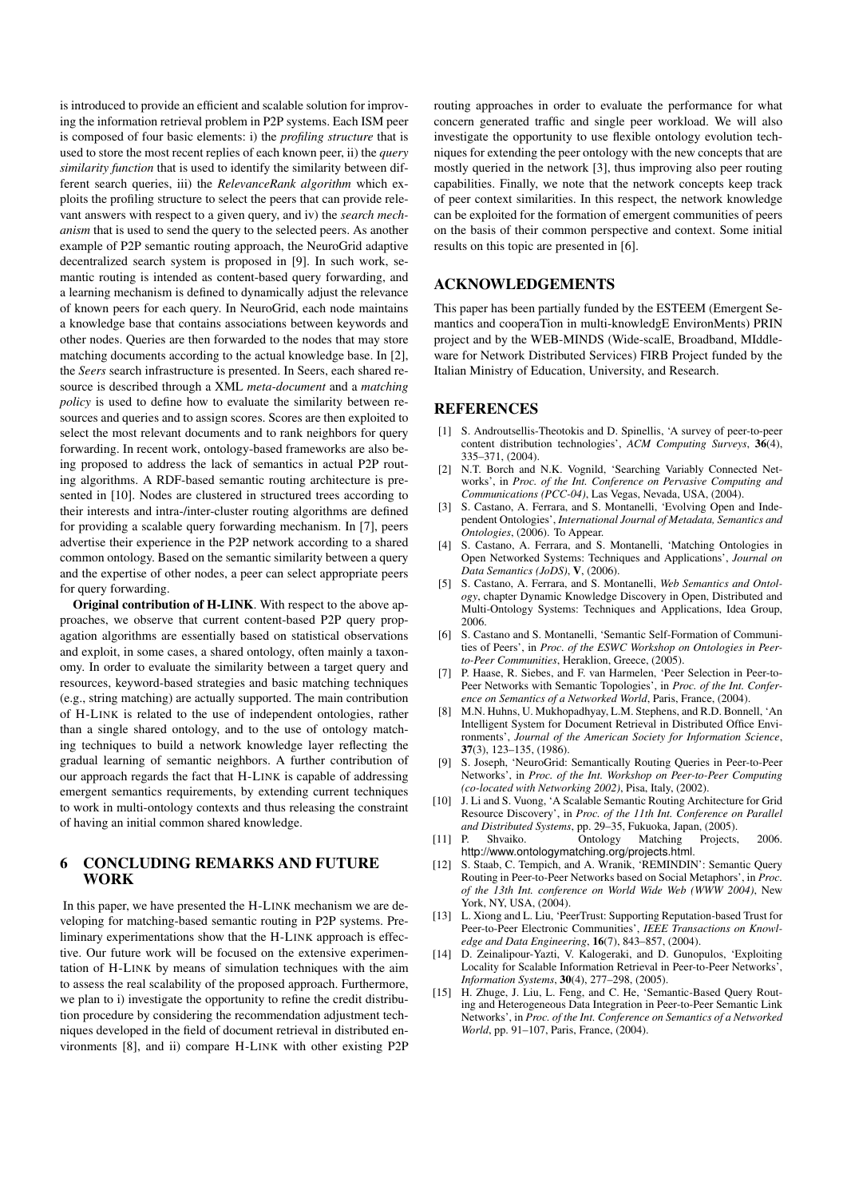is introduced to provide an efficient and scalable solution for improving the information retrieval problem in P2P systems. Each ISM peer is composed of four basic elements: i) the *profiling structure* that is used to store the most recent replies of each known peer, ii) the *query similarity function* that is used to identify the similarity between different search queries, iii) the *RelevanceRank algorithm* which exploits the profiling structure to select the peers that can provide relevant answers with respect to a given query, and iv) the *search mechanism* that is used to send the query to the selected peers. As another example of P2P semantic routing approach, the NeuroGrid adaptive decentralized search system is proposed in [9]. In such work, semantic routing is intended as content-based query forwarding, and a learning mechanism is defined to dynamically adjust the relevance of known peers for each query. In NeuroGrid, each node maintains a knowledge base that contains associations between keywords and other nodes. Queries are then forwarded to the nodes that may store matching documents according to the actual knowledge base. In [2], the *Seers* search infrastructure is presented. In Seers, each shared resource is described through a XML *meta-document* and a *matching policy* is used to define how to evaluate the similarity between resources and queries and to assign scores. Scores are then exploited to select the most relevant documents and to rank neighbors for query forwarding. In recent work, ontology-based frameworks are also being proposed to address the lack of semantics in actual P2P routing algorithms. A RDF-based semantic routing architecture is presented in [10]. Nodes are clustered in structured trees according to their interests and intra-/inter-cluster routing algorithms are defined for providing a scalable query forwarding mechanism. In [7], peers advertise their experience in the P2P network according to a shared common ontology. Based on the semantic similarity between a query and the expertise of other nodes, a peer can select appropriate peers for query forwarding.

**Original contribution of H-LINK**. With respect to the above approaches, we observe that current content-based P2P query propagation algorithms are essentially based on statistical observations and exploit, in some cases, a shared ontology, often mainly a taxonomy. In order to evaluate the similarity between a target query and resources, keyword-based strategies and basic matching techniques (e.g., string matching) are actually supported. The main contribution of H-LINK is related to the use of independent ontologies, rather than a single shared ontology, and to the use of ontology matching techniques to build a network knowledge layer reflecting the gradual learning of semantic neighbors. A further contribution of our approach regards the fact that H-LINK is capable of addressing emergent semantics requirements, by extending current techniques to work in multi-ontology contexts and thus releasing the constraint of having an initial common shared knowledge.

## 6 CONCLUDING REMARKS AND FUTURE WORK

In this paper, we have presented the H-LINK mechanism we are developing for matching-based semantic routing in P2P systems. Preliminary experimentations show that the H-LINK approach is effective. Our future work will be focused on the extensive experimentation of H-LINK by means of simulation techniques with the aim to assess the real scalability of the proposed approach. Furthermore, we plan to i) investigate the opportunity to refine the credit distribution procedure by considering the recommendation adjustment techniques developed in the field of document retrieval in distributed environments [8], and ii) compare H-LINK with other existing P2P routing approaches in order to evaluate the performance for what concern generated traffic and single peer workload. We will also investigate the opportunity to use flexible ontology evolution techniques for extending the peer ontology with the new concepts that are mostly queried in the network [3], thus improving also peer routing capabilities. Finally, we note that the network concepts keep track of peer context similarities. In this respect, the network knowledge can be exploited for the formation of emergent communities of peers on the basis of their common perspective and context. Some initial results on this topic are presented in [6].

## ACKNOWLEDGEMENTS

This paper has been partially funded by the ESTEEM (Emergent Semantics and cooperaTion in multi-knowledgE EnvironMents) PRIN project and by the WEB-MINDS (Wide-scalE, Broadband, MIddleware for Network Distributed Services) FIRB Project funded by the Italian Ministry of Education, University, and Research.

## REFERENCES

[1] S. Androutsellis-Theotokis and D. Spinellis, 'A survey of peer-to-peer content distribution technologies', *ACM Computing Surveys*, **36**(4), 335–371, (2004).

[2] N.T. Borch and N.K. Vognild, 'Searching Variably Connected Networks', in *Proc. of the Int. Conference on Pervasive Computing and Communications (PCC-04)*, Las Vegas, Nevada, USA, (2004).

[3] S. Castano, A. Ferrara, and S. Montanelli, 'Evolving Open and Independent Ontologies', *International Journal of Metadata, Semantics and Ontologies*, (2006). To Appear.

[4] S. Castano, A. Ferrara, and S. Montanelli, 'Matching Ontologies in Open Networked Systems: Techniques and Applications', *Journal on Data Semantics (JoDS)*, **V**, (2006).

[5] S. Castano, A. Ferrara, and S. Montanelli, *Web Semantics and Ontology*, chapter Dynamic Knowledge Discovery in Open, Distributed and Multi-Ontology Systems: Techniques and Applications, Idea Group, 2006.

[6] S. Castano and S. Montanelli, 'Semantic Self-Formation of Communities of Peers', in *Proc. of the ESWC Workshop on Ontologies in Peer-to-Peer Communities*, Heraklion, Greece, (2005).

[7] P. Haase, R. Siebes, and F. van Harmelen, 'Peer Selection in Peer-to-Peer Networks with Semantic Topologies', in *Proc. of the Int. Conference on Semantics of a Networked World*, Paris, France, (2004).

[8] M.N. Huhns, U. Mukhopadhyay, L.M. Stephens, and R.D. Bonnell, 'An Intelligent System for Document Retrieval in Distributed Office Environments', *Journal of the American Society for Information Science*, **37**(3), 123–135, (1986).

[9] S. Joseph, 'NeuroGrid: Semantically Routing Queries in Peer-to-Peer Networks', in *Proc. of the Int. Workshop on Peer-to-Peer Computing (co-located with Networking 2002)*, Pisa, Italy, (2002).

[10] J. Li and S. Vuong, 'A Scalable Semantic Routing Architecture for Grid Resource Discovery', in *Proc. of the 11th Int. Conference on Parallel and Distributed Systems*, pp. 29–35, Fukuoka, Japan, (2005).

[11] P. Shvaiko. Ontology Matching Projects, 2006. http://www.ontologymatching.org/projects.html.

[12] S. Staab, C. Tempich, and A. Wranik, 'REMINDIN': Semantic Query Routing in Peer-to-Peer Networks based on Social Metaphors', in *Proc. of the 13th Int. conference on World Wide Web (WWW 2004)*, New York, NY, USA, (2004).

[13] L. Xiong and L. Liu, 'PeerTrust: Supporting Reputation-based Trust for Peer-to-Peer Electronic Communities', *IEEE Transactions on Knowledge and Data Engineering*, **16**(7), 843–857, (2004).

[14] D. Zeinalipour-Yazti, V. Kalogeraki, and D. Gunopulos, 'Exploiting Locality for Scalable Information Retrieval in Peer-to-Peer Networks', *Information Systems*, **30**(4), 277–298, (2005).

[15] H. Zhuge, J. Liu, L. Feng, and C. He, 'Semantic-Based Query Routing and Heterogeneous Data Integration in Peer-to-Peer Semantic Link Networks', in *Proc. of the Int. Conference on Semantics of a Networked World*, pp. 91–107, Paris, France, (2004).